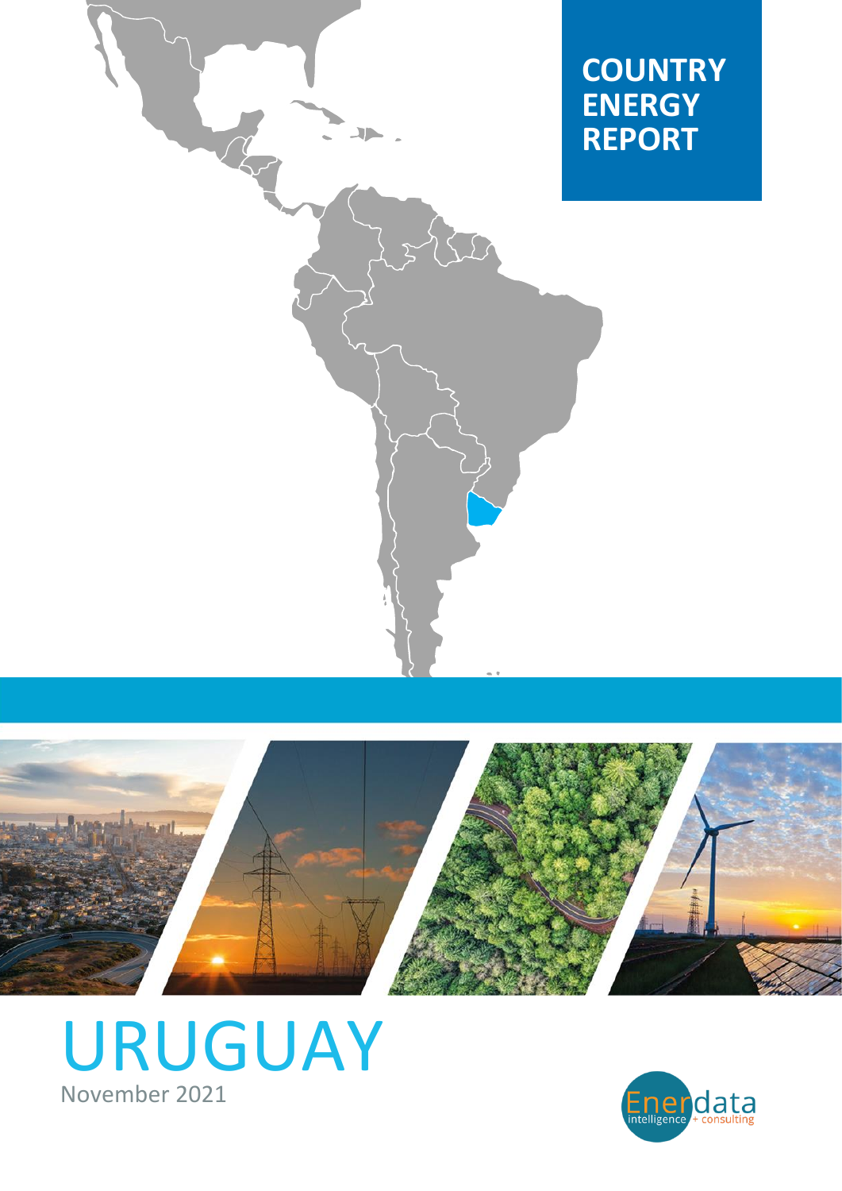# COUNTRY ENERGY REPORT

# URUGUAY

November 2021

Enerdata intelligence + consulting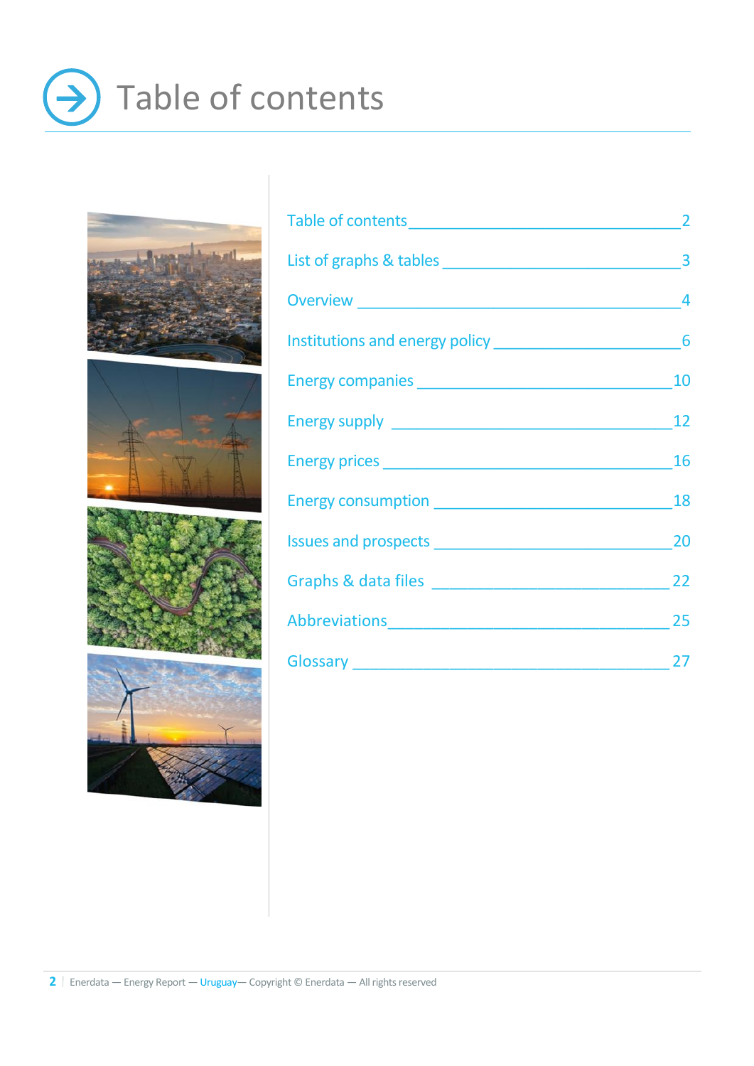# Table of contents

| | |
|---|---|
| Table of contents | 2 |
| List of graphs & tables | 3 |
| Overview | 4 |
| Institutions and energy policy | 6 |
| Energy companies | 10 |
| Energy supply | 12 |
| Energy prices | 16 |
| Energy consumption | 18 |
| Issues and prospects | 20 |
| Graphs & data files | 22 |
| Abbreviations | 25 |
| Glossary | 27 |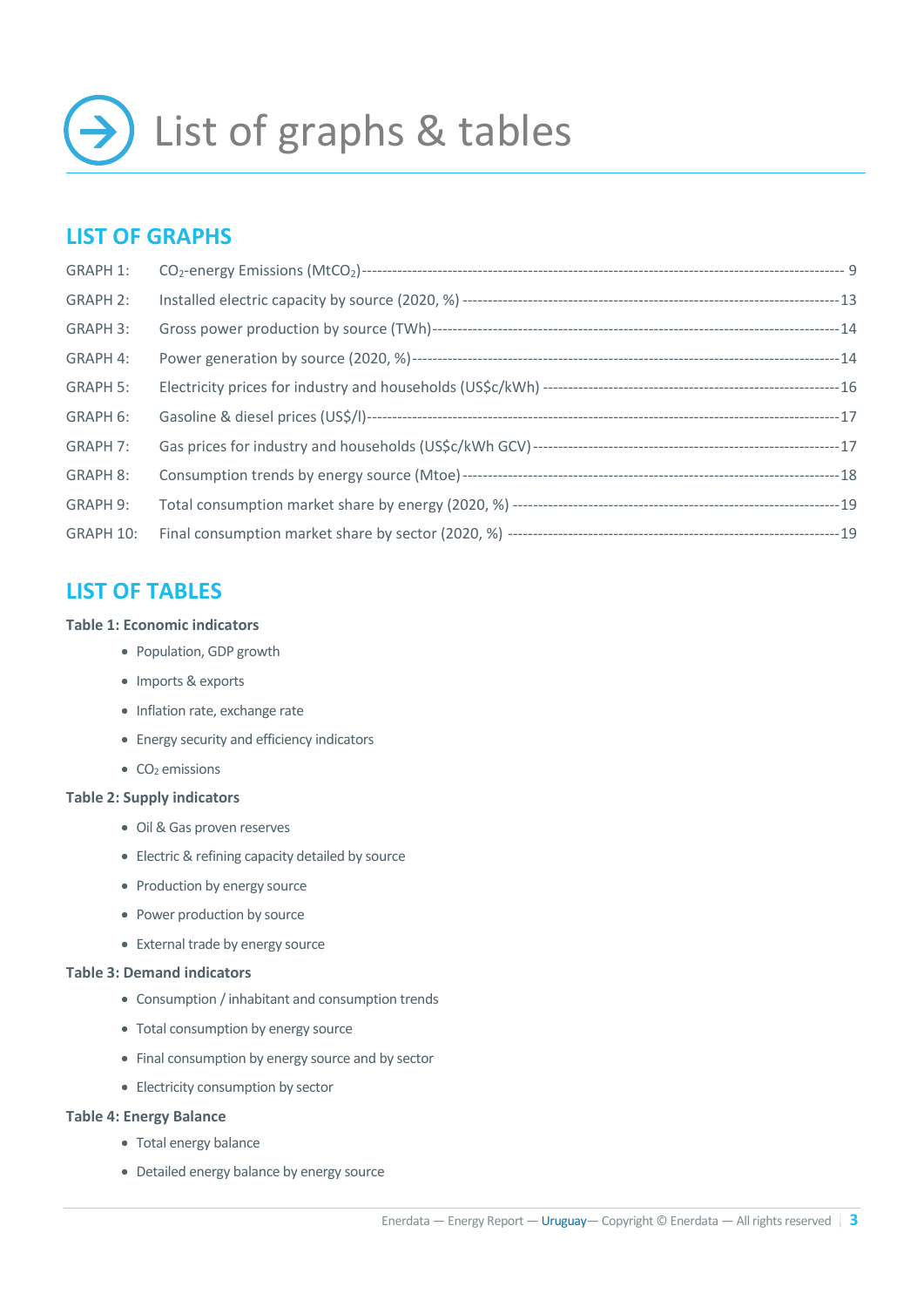# List of graphs & tables

## LIST OF GRAPHS

GRAPH 1: $CO_2$-energy Emissions ($MtCO_2$) ---------- 9

GRAPH 2: Installed electric capacity by source (2020, %) ---------- 13

GRAPH 3: Gross power production by source (TWh) ---------- 14

GRAPH 4: Power generation by source (2020, %) ---------- 14

GRAPH 5: Electricity prices for industry and households (US$c/kWh) ---------- 16

GRAPH 6: Gasoline & diesel prices (US$/l) ---------- 17

GRAPH 7: Gas prices for industry and households (US$c/kWh GCV) ---------- 17

GRAPH 8: Consumption trends by energy source (Mtoe) ---------- 18

GRAPH 9: Total consumption market share by energy (2020, %) ---------- 19

GRAPH 10: Final consumption market share by sector (2020, %) ---------- 19

## LIST OF TABLES

**Table 1: Economic indicators**

- Population, GDP growth
- Imports & exports
- Inflation rate, exchange rate
- Energy security and efficiency indicators
- $CO_2$ emissions

**Table 2: Supply indicators**

- Oil & Gas proven reserves
- Electric & refining capacity detailed by source
- Production by energy source
- Power production by source
- External trade by energy source

**Table 3: Demand indicators**

- Consumption / inhabitant and consumption trends
- Total consumption by energy source
- Final consumption by energy source and by sector
- Electricity consumption by sector

**Table 4: Energy Balance**

- Total energy balance
- Detailed energy balance by energy source